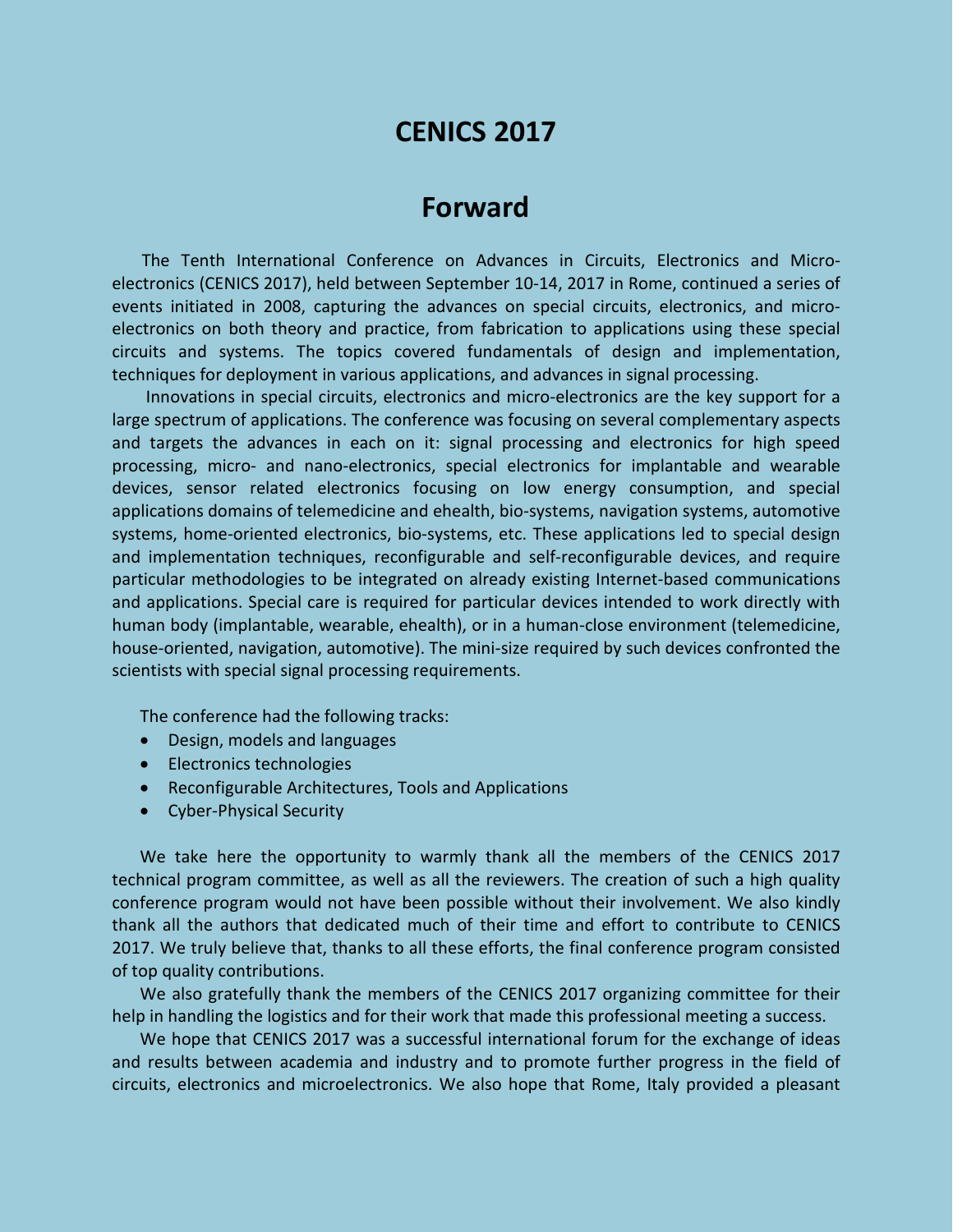# CENICS 2017

## Forward

The Tenth International Conference on Advances in Circuits, Electronics and Micro-electronics (CENICS 2017), held between September 10-14, 2017 in Rome, continued a series of events initiated in 2008, capturing the advances on special circuits, electronics, and micro-electronics on both theory and practice, from fabrication to applications using these special circuits and systems. The topics covered fundamentals of design and implementation, techniques for deployment in various applications, and advances in signal processing.

Innovations in special circuits, electronics and micro-electronics are the key support for a large spectrum of applications. The conference was focusing on several complementary aspects and targets the advances in each on it: signal processing and electronics for high speed processing, micro- and nano-electronics, special electronics for implantable and wearable devices, sensor related electronics focusing on low energy consumption, and special applications domains of telemedicine and ehealth, bio-systems, navigation systems, automotive systems, home-oriented electronics, bio-systems, etc. These applications led to special design and implementation techniques, reconfigurable and self-reconfigurable devices, and require particular methodologies to be integrated on already existing Internet-based communications and applications. Special care is required for particular devices intended to work directly with human body (implantable, wearable, ehealth), or in a human-close environment (telemedicine, house-oriented, navigation, automotive). The mini-size required by such devices confronted the scientists with special signal processing requirements.

The conference had the following tracks:

- Design, models and languages
- Electronics technologies
- Reconfigurable Architectures, Tools and Applications
- Cyber-Physical Security

We take here the opportunity to warmly thank all the members of the CENICS 2017 technical program committee, as well as all the reviewers. The creation of such a high quality conference program would not have been possible without their involvement. We also kindly thank all the authors that dedicated much of their time and effort to contribute to CENICS 2017. We truly believe that, thanks to all these efforts, the final conference program consisted of top quality contributions.

We also gratefully thank the members of the CENICS 2017 organizing committee for their help in handling the logistics and for their work that made this professional meeting a success.

We hope that CENICS 2017 was a successful international forum for the exchange of ideas and results between academia and industry and to promote further progress in the field of circuits, electronics and microelectronics. We also hope that Rome, Italy provided a pleasant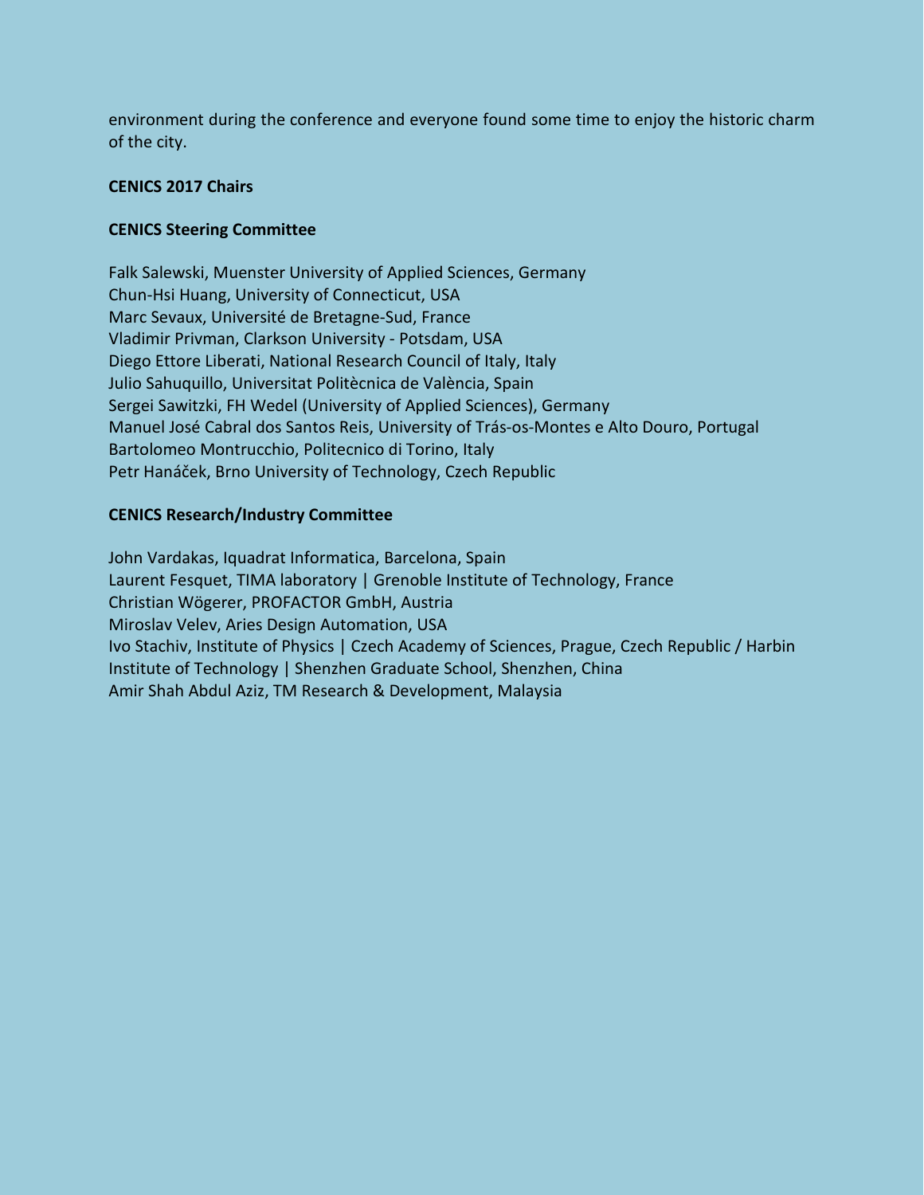environment during the conference and everyone found some time to enjoy the historic charm of the city.

**CENICS 2017 Chairs**

**CENICS Steering Committee**

Falk Salewski, Muenster University of Applied Sciences, Germany
Chun-Hsi Huang, University of Connecticut, USA
Marc Sevaux, Université de Bretagne-Sud, France
Vladimir Privman, Clarkson University - Potsdam, USA
Diego Ettore Liberati, National Research Council of Italy, Italy
Julio Sahuquillo, Universitat Politècnica de València, Spain
Sergei Sawitzki, FH Wedel (University of Applied Sciences), Germany
Manuel José Cabral dos Santos Reis, University of Trás-os-Montes e Alto Douro, Portugal
Bartolomeo Montrucchio, Politecnico di Torino, Italy
Petr Hanáček, Brno University of Technology, Czech Republic

**CENICS Research/Industry Committee**

John Vardakas, Iquadrat Informatica, Barcelona, Spain
Laurent Fesquet, TIMA laboratory | Grenoble Institute of Technology, France
Christian Wögerer, PROFACTOR GmbH, Austria
Miroslav Velev, Aries Design Automation, USA
Ivo Stachiv, Institute of Physics | Czech Academy of Sciences, Prague, Czech Republic / Harbin Institute of Technology | Shenzhen Graduate School, Shenzhen, China
Amir Shah Abdul Aziz, TM Research & Development, Malaysia